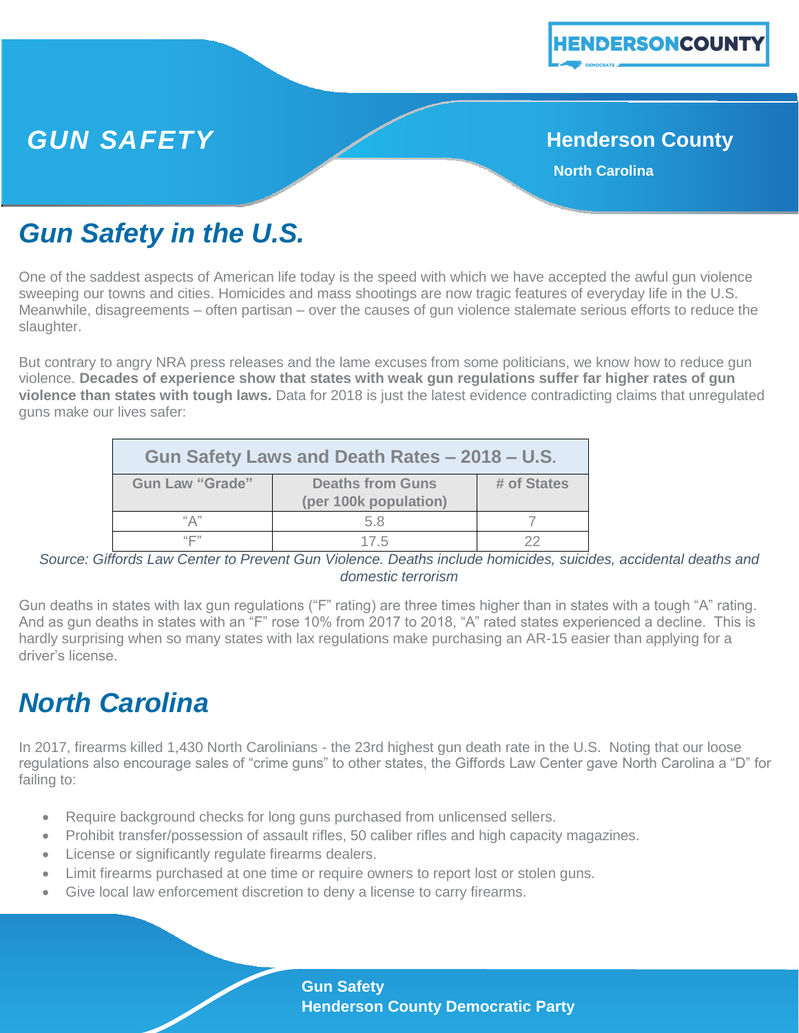# GUN SAFETY

**Henderson County**

**North Carolina**

## Gun Safety in the U.S.

One of the saddest aspects of American life today is the speed with which we have accepted the awful gun violence sweeping our towns and cities. Homicides and mass shootings are now tragic features of everyday life in the U.S. Meanwhile, disagreements – often partisan – over the causes of gun violence stalemate serious efforts to reduce the slaughter.

But contrary to angry NRA press releases and the lame excuses from some politicians, we know how to reduce gun violence. **Decades of experience show that states with weak gun regulations suffer far higher rates of gun violence than states with tough laws.** Data for 2018 is just the latest evidence contradicting claims that unregulated guns make our lives safer:

| Gun Safety Laws and Death Rates – 2018 – U.S. | | |
|---|---|---|
| **Gun Law "Grade"** | **Deaths from Guns (per 100k population)** | **# of States** |
| "A" | 5.8 | 7 |
| "F" | 17.5 | 22 |

*Source: Giffords Law Center to Prevent Gun Violence. Deaths include homicides, suicides, accidental deaths and domestic terrorism*

Gun deaths in states with lax gun regulations ("F" rating) are three times higher than in states with a tough "A" rating. And as gun deaths in states with an "F" rose 10% from 2017 to 2018, "A" rated states experienced a decline. This is hardly surprising when so many states with lax regulations make purchasing an AR-15 easier than applying for a driver's license.

## North Carolina

In 2017, firearms killed 1,430 North Carolinians - the 23rd highest gun death rate in the U.S. Noting that our loose regulations also encourage sales of "crime guns" to other states, the Giffords Law Center gave North Carolina a "D" for failing to:

- Require background checks for long guns purchased from unlicensed sellers.
- Prohibit transfer/possession of assault rifles, 50 caliber rifles and high capacity magazines.
- License or significantly regulate firearms dealers.
- Limit firearms purchased at one time or require owners to report lost or stolen guns.
- Give local law enforcement discretion to deny a license to carry firearms.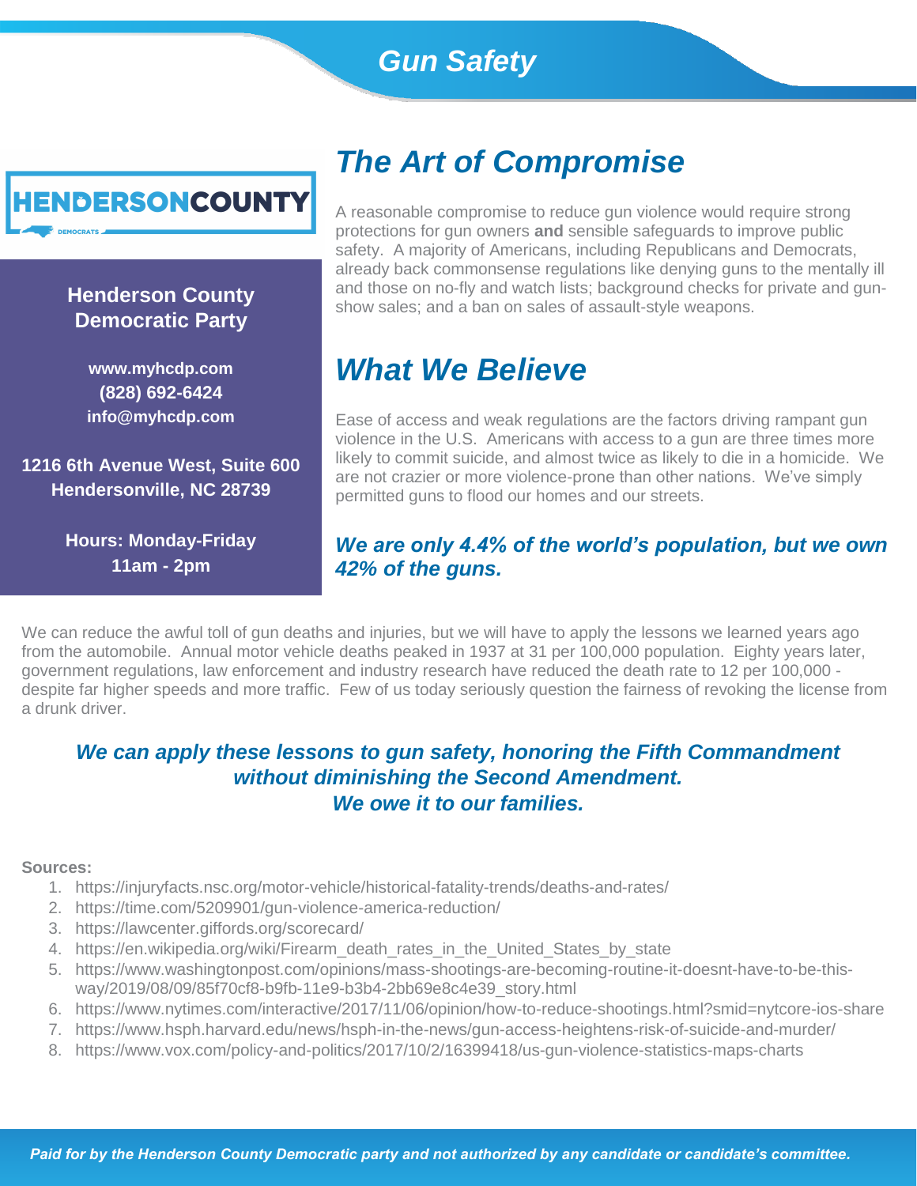# Gun Safety

HENDERSONCOUNTY

DEMOCRATS

**Henderson County Democratic Party**

**www.myhcdp.com**
**(828) 692-6424**
**info@myhcdp.com**

**1216 6th Avenue West, Suite 600**
**Hendersonville, NC 28739**

**Hours: Monday-Friday**
**11am - 2pm**

## *The Art of Compromise*

A reasonable compromise to reduce gun violence would require strong protections for gun owners **and** sensible safeguards to improve public safety. A majority of Americans, including Republicans and Democrats, already back commonsense regulations like denying guns to the mentally ill and those on no-fly and watch lists; background checks for private and gun-show sales; and a ban on sales of assault-style weapons.

## *What We Believe*

Ease of access and weak regulations are the factors driving rampant gun violence in the U.S. Americans with access to a gun are three times more likely to commit suicide, and almost twice as likely to die in a homicide. We are not crazier or more violence-prone than other nations. We've simply permitted guns to flood our homes and our streets.

***We are only 4.4% of the world's population, but we own 42% of the guns.***

We can reduce the awful toll of gun deaths and injuries, but we will have to apply the lessons we learned years ago from the automobile. Annual motor vehicle deaths peaked in 1937 at 31 per 100,000 population. Eighty years later, government regulations, law enforcement and industry research have reduced the death rate to 12 per 100,000 - despite far higher speeds and more traffic. Few of us today seriously question the fairness of revoking the license from a drunk driver.

***We can apply these lessons to gun safety, honoring the Fifth Commandment without diminishing the Second Amendment.***
***We owe it to our families.***

**Sources:**

1. https://injuryfacts.nsc.org/motor-vehicle/historical-fatality-trends/deaths-and-rates/
2. https://time.com/5209901/gun-violence-america-reduction/
3. https://lawcenter.giffords.org/scorecard/
4. https://en.wikipedia.org/wiki/Firearm_death_rates_in_the_United_States_by_state
5. https://www.washingtonpost.com/opinions/mass-shootings-are-becoming-routine-it-doesnt-have-to-be-this-way/2019/08/09/85f70cf8-b9fb-11e9-b3b4-2bb69e8c4e39_story.html
6. https://www.nytimes.com/interactive/2017/11/06/opinion/how-to-reduce-shootings.html?smid=nytcore-ios-share
7. https://www.hsph.harvard.edu/news/hsph-in-the-news/gun-access-heightens-risk-of-suicide-and-murder/
8. https://www.vox.com/policy-and-politics/2017/10/2/16399418/us-gun-violence-statistics-maps-charts

*Paid for by the Henderson County Democratic party and not authorized by any candidate or candidate's committee.*